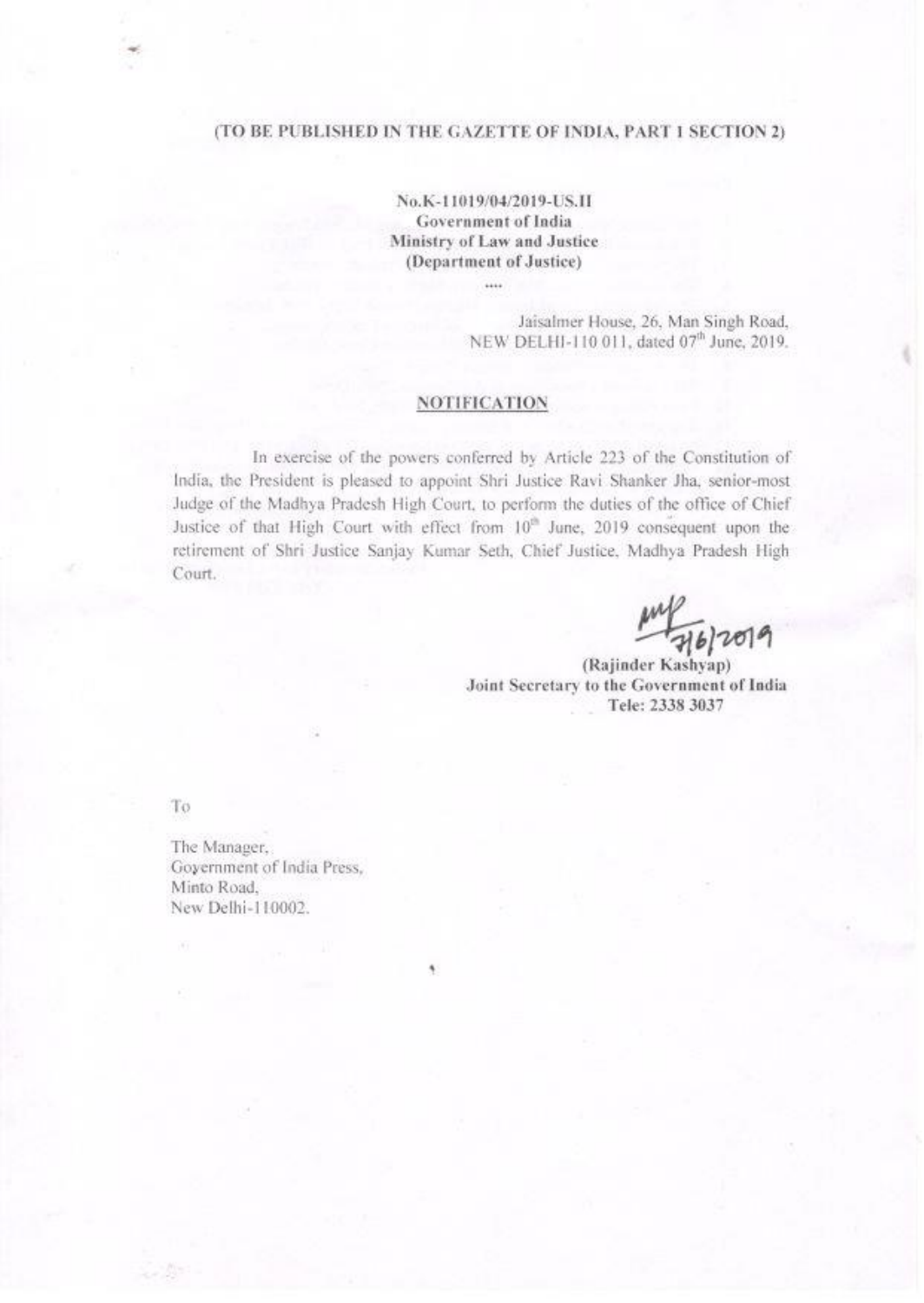(TO BE PUBLISHED IN THE GAZETTE OF INDIA, PART 1 SECTION 2)

**No.K-11019/04/2019-US.II**
**Government of India**
**Ministry of Law and Justice**
**(Department of Justice)**

....

Jaisalmer House, 26, Man Singh Road,
NEW DELHI-110 011, dated 07th June, 2019.

## NOTIFICATION

In exercise of the powers conferred by Article 223 of the Constitution of India, the President is pleased to appoint Shri Justice Ravi Shanker Jha, senior-most Judge of the Madhya Pradesh High Court, to perform the duties of the office of Chief Justice of that High Court with effect from 10th June, 2019 consequent upon the retirement of Shri Justice Sanjay Kumar Seth, Chief Justice, Madhya Pradesh High Court.

7/6/2019

**(Rajinder Kashyap)**
**Joint Secretary to the Government of India**
**Tele: 2338 3037**

To

The Manager,
Government of India Press,
Minto Road,
New Delhi-110002.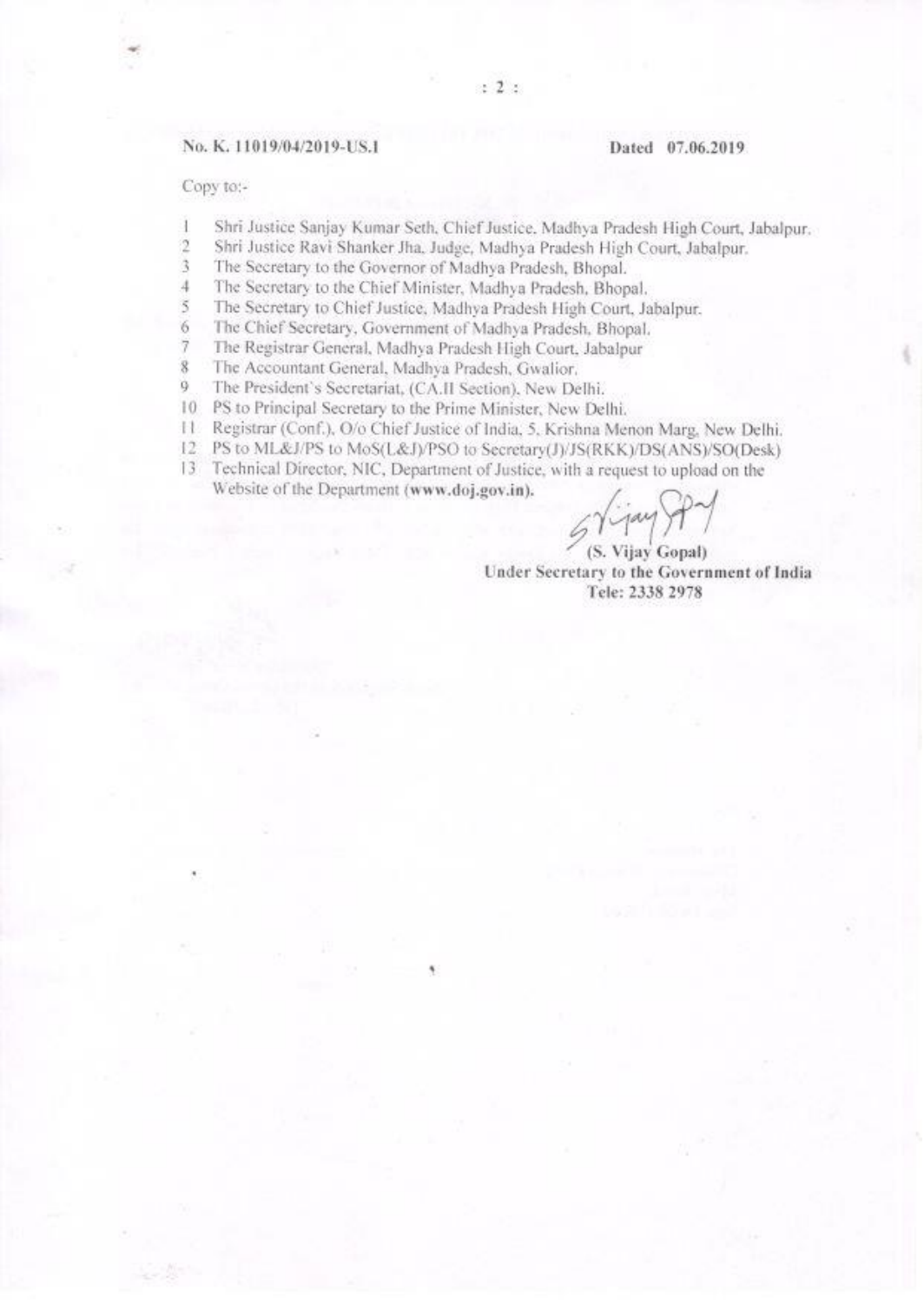**No. K. 11019/04/2019-US.I** **Dated 07.06.2019**

Copy to:-

1. Shri Justice Sanjay Kumar Seth, Chief Justice, Madhya Pradesh High Court, Jabalpur.
2. Shri Justice Ravi Shanker Jha, Judge, Madhya Pradesh High Court, Jabalpur.
3. The Secretary to the Governor of Madhya Pradesh, Bhopal.
4. The Secretary to the Chief Minister, Madhya Pradesh, Bhopal.
5. The Secretary to Chief Justice, Madhya Pradesh High Court, Jabalpur.
6. The Chief Secretary, Government of Madhya Pradesh, Bhopal.
7. The Registrar General, Madhya Pradesh High Court, Jabalpur
8. The Accountant General, Madhya Pradesh, Gwalior.
9. The President's Secretariat, (CA.II Section), New Delhi.
10. PS to Principal Secretary to the Prime Minister, New Delhi.
11. Registrar (Conf.), O/o Chief Justice of India, 5, Krishna Menon Marg, New Delhi.
12. PS to ML&J/PS to MoS(L&J)/PSO to Secretary(J)/JS(RKK)/DS(ANS)/SO(Desk)
13. Technical Director, NIC, Department of Justice, with a request to upload on the Website of the Department (**www.doj.gov.in**).

**(S. Vijay Gopal)**
**Under Secretary to the Government of India**
**Tele: 2338 2978**